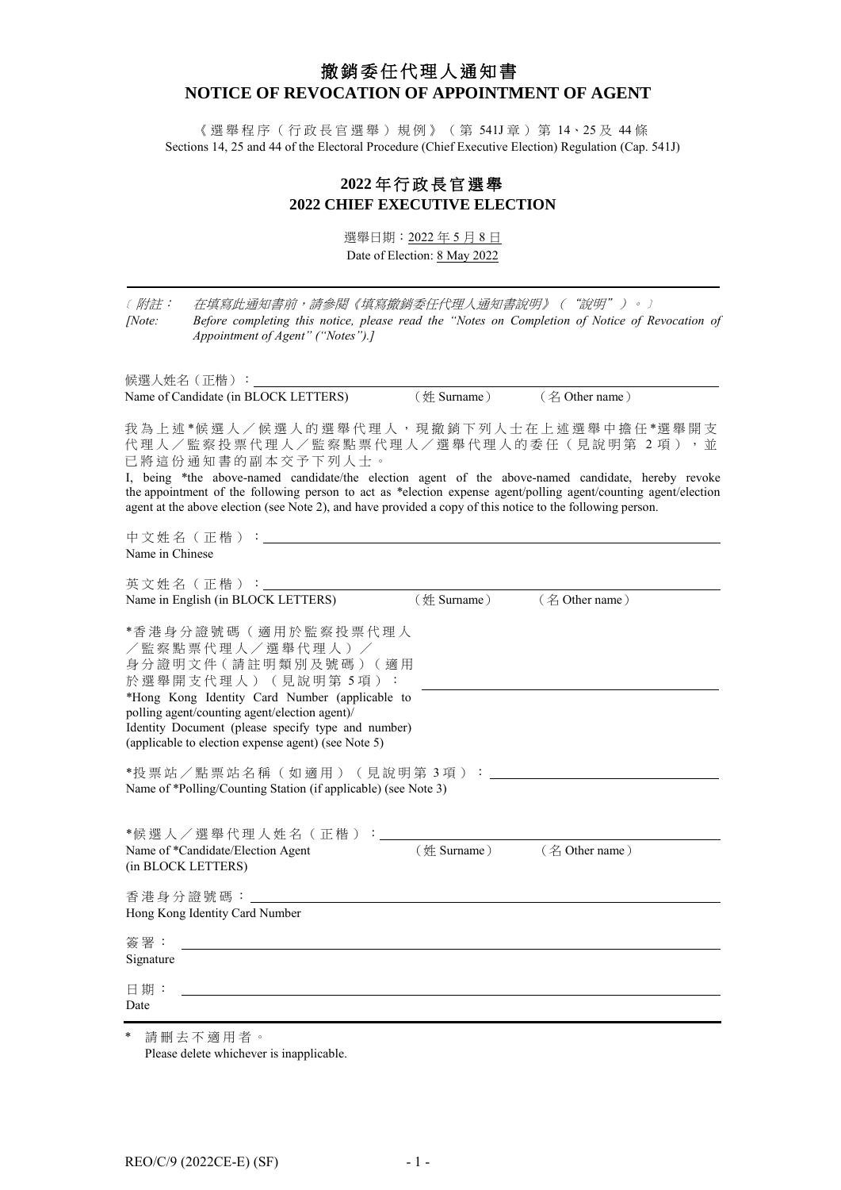# 撤銷委任代理人通知書
# NOTICE OF REVOCATION OF APPOINTMENT OF AGENT

《選舉程序（行政長官選舉）規例》（第 541J 章）第 14、25 及 44 條
Sections 14, 25 and 44 of the Electoral Procedure (Chief Executive Election) Regulation (Cap. 541J)

## 2022 年行政長官選舉
## 2022 CHIEF EXECUTIVE ELECTION

選舉日期：2022 年 5 月 8 日
Date of Election: 8 May 2022

---

〔附註： *在填寫此通知書前，請參閱《填寫撤銷委任代理人通知書說明》（"說明"）。*〕
*[Note: Before completing this notice, please read the "Notes on Completion of Notice of Revocation of Appointment of Agent" ("Notes").]*

候選人姓名（正楷）：\_\_\_\_\_\_\_\_\_\_\_\_\_\_\_\_\_\_\_\_
Name of Candidate (in BLOCK LETTERS) （姓 Surname） （名 Other name）

我為上述\*候選人／候選人的選舉代理人，現撤銷下列人士在上述選舉中擔任\*選舉開支代理人／監察投票代理人／監察點票代理人／選舉代理人的委任（見說明第 2 項），並已將這份通知書的副本交予下列人士。

I, being \*the above-named candidate/the election agent of the above-named candidate, hereby revoke the appointment of the following person to act as \*election expense agent/polling agent/counting agent/election agent at the above election (see Note 2), and have provided a copy of this notice to the following person.

中文姓名（正楷）：\_\_\_\_\_\_\_\_\_\_\_\_\_\_\_\_\_\_\_\_
Name in Chinese

英文姓名（正楷）：\_\_\_\_\_\_\_\_\_\_\_\_\_\_\_\_\_\_\_\_
Name in English (in BLOCK LETTERS) （姓 Surname） （名 Other name）

\*香港身分證號碼（適用於監察投票代理人／監察點票代理人／選舉代理人）／身分證明文件（請註明類別及號碼）（適用於選舉開支代理人）（見說明第 5 項）：\_\_\_\_\_\_\_\_\_\_\_\_\_\_\_\_\_\_\_\_
\*Hong Kong Identity Card Number (applicable to polling agent/counting agent/election agent)/ Identity Document (please specify type and number) (applicable to election expense agent) (see Note 5)

\*投票站／點票站名稱（如適用）（見說明第 3 項）：\_\_\_\_\_\_\_\_\_\_\_\_\_\_\_\_\_\_\_\_
Name of \*Polling/Counting Station (if applicable) (see Note 3)

\*候選人／選舉代理人姓名（正楷）：\_\_\_\_\_\_\_\_\_\_\_\_\_\_\_\_\_\_\_\_
Name of \*Candidate/Election Agent (in BLOCK LETTERS) （姓 Surname） （名 Other name）

香港身分證號碼：\_\_\_\_\_\_\_\_\_\_\_\_\_\_\_\_\_\_\_\_
Hong Kong Identity Card Number

簽署：\_\_\_\_\_\_\_\_\_\_\_\_\_\_\_\_\_\_\_\_
Signature

日期：\_\_\_\_\_\_\_\_\_\_\_\_\_\_\_\_\_\_\_\_
Date

---

\* 請刪去不適用者。
Please delete whichever is inapplicable.

REO/C/9 (2022CE-E) (SF)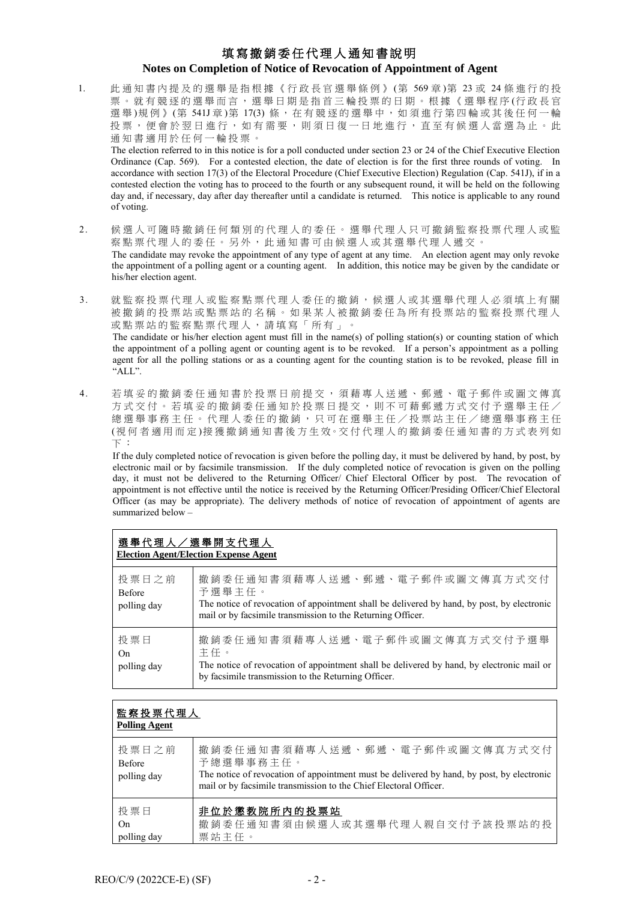# 填寫撤銷委任代理人通知書說明
## Notes on Completion of Notice of Revocation of Appointment of Agent

1. 此通知書內提及的選舉是指根據《行政長官選舉條例》(第 569 章)第 23 或 24 條進行的投票。就有競逐的選舉而言，選舉日期是指首三輪投票的日期。根據《選舉程序(行政長官選舉)規例》(第 541J 章)第 17(3) 條，在有競逐的選舉中，如須進行第四輪或其後任何一輪投票，便會於翌日進行，如有需要，則須日復一日地進行，直至有候選人當選為止。此通知書適用於任何一輪投票。

   The election referred to in this notice is for a poll conducted under section 23 or 24 of the Chief Executive Election Ordinance (Cap. 569). For a contested election, the date of election is for the first three rounds of voting. In accordance with section 17(3) of the Electoral Procedure (Chief Executive Election) Regulation (Cap. 541J), if in a contested election the voting has to proceed to the fourth or any subsequent round, it will be held on the following day and, if necessary, day after day thereafter until a candidate is returned. This notice is applicable to any round of voting.

2. 候選人可隨時撤銷任何類別的代理人的委任。選舉代理人只可撤銷監察投票代理人或監察點票代理人的委任。另外，此通知書可由候選人或其選舉代理人遞交。

   The candidate may revoke the appointment of any type of agent at any time. An election agent may only revoke the appointment of a polling agent or a counting agent. In addition, this notice may be given by the candidate or his/her election agent.

3. 就監察投票代理人或監察點票代理人委任的撤銷，候選人或其選舉代理人必須填上有關被撤銷的投票站或點票站的名稱。如果某人被撤銷委任為所有投票站的監察投票代理人或點票站的監察點票代理人，請填寫「所有」。

   The candidate or his/her election agent must fill in the name(s) of polling station(s) or counting station of which the appointment of a polling agent or counting agent is to be revoked. If a person's appointment as a polling agent for all the polling stations or as a counting agent for the counting station is to be revoked, please fill in "ALL".

4. 若填妥的撤銷委任通知書於投票日前提交，須藉專人送遞、郵遞、電子郵件或圖文傳真方式交付。若填妥的撤銷委任通知於投票日提交，則不可藉郵遞方式交付予選舉主任／總選舉事務主任。代理人委任的撤銷，只可在選舉主任／投票站主任／總選舉事務主任(視何者適用而定)接獲撤銷通知書後方生效。交付代理人的撤銷委任通知書的方式表列如下：

   If the duly completed notice of revocation is given before the polling day, it must be delivered by hand, by post, by electronic mail or by facsimile transmission. If the duly completed notice of revocation is given on the polling day, it must not be delivered to the Returning Officer/ Chief Electoral Officer by post. The revocation of appointment is not effective until the notice is received by the Returning Officer/Presiding Officer/Chief Electoral Officer (as may be appropriate). The delivery methods of notice of revocation of appointment of agents are summarized below –

| **選舉代理人／選舉開支代理人**<br>**Election Agent/Election Expense Agent** | |
|---|---|
| 投票日之前<br>Before polling day | 撤銷委任通知書須藉專人送遞、郵遞、電子郵件或圖文傳真方式交付予選舉主任。<br>The notice of revocation of appointment shall be delivered by hand, by post, by electronic mail or by facsimile transmission to the Returning Officer. |
| 投票日<br>On polling day | 撤銷委任通知書須藉專人送遞、電子郵件或圖文傳真方式交付予選舉主任。<br>The notice of revocation of appointment shall be delivered by hand, by electronic mail or by facsimile transmission to the Returning Officer. |

| **監察投票代理人**<br>**Polling Agent** | |
|---|---|
| 投票日之前<br>Before polling day | 撤銷委任通知書須藉專人送遞、郵遞、電子郵件或圖文傳真方式交付予總選舉事務主任。<br>The notice of revocation of appointment must be delivered by hand, by post, by electronic mail or by facsimile transmission to the Chief Electoral Officer. |
| 投票日<br>On polling day | **非位於懲教院所內的投票站**<br>撤銷委任通知書須由候選人或其選舉代理人親自交付予該投票站的投票站主任。 |

REO/C/9 (2022CE-E) (SF)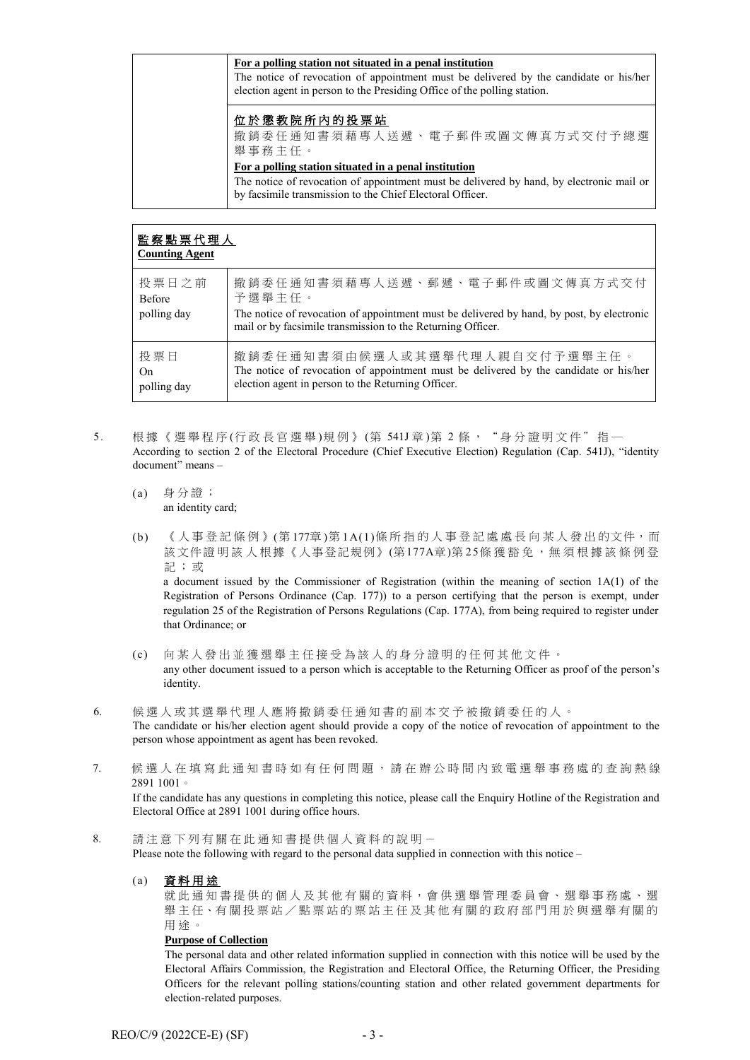| | **For a polling station not situated in a penal institution**<br>The notice of revocation of appointment must be delivered by the candidate or his/her election agent in person to the Presiding Office of the polling station. |
|---|---|
| | **位於懲教院所內的投票站**<br>撤銷委任通知書須藉專人送遞、電子郵件或圖文傳真方式交付予總選舉事務主任。<br>**For a polling station situated in a penal institution**<br>The notice of revocation of appointment must be delivered by hand, by electronic mail or by facsimile transmission to the Chief Electoral Officer. |

| **監察點票代理人**<br>**Counting Agent** | |
|---|---|
| 投票日之前<br>Before polling day | 撤銷委任通知書須藉專人送遞、郵遞、電子郵件或圖文傳真方式交付予選舉主任。<br>The notice of revocation of appointment must be delivered by hand, by post, by electronic mail or by facsimile transmission to the Returning Officer. |
| 投票日<br>On polling day | 撤銷委任通知書須由候選人或其選舉代理人親自交付予選舉主任。<br>The notice of revocation of appointment must be delivered by the candidate or his/her election agent in person to the Returning Officer. |

5. 根據《選舉程序(行政長官選舉)規例》(第 541J 章)第 2 條，"身分證明文件"指—
According to section 2 of the Electoral Procedure (Chief Executive Election) Regulation (Cap. 541J), "identity document" means –

   (a) 身分證；
   an identity card;

   (b) 《人事登記條例》(第177章)第1A(1)條所指的人事登記處處長向某人發出的文件，而該文件證明該人根據《人事登記規例》(第177A章)第25條獲豁免，無須根據該條例登記；或
   a document issued by the Commissioner of Registration (within the meaning of section 1A(1) of the Registration of Persons Ordinance (Cap. 177)) to a person certifying that the person is exempt, under regulation 25 of the Registration of Persons Regulations (Cap. 177A), from being required to register under that Ordinance; or

   (c) 向某人發出並獲選舉主任接受為該人的身分證明的任何其他文件。
   any other document issued to a person which is acceptable to the Returning Officer as proof of the person's identity.

6. 候選人或其選舉代理人應將撤銷委任通知書的副本交予被撤銷委任的人。
The candidate or his/her election agent should provide a copy of the notice of revocation of appointment to the person whose appointment as agent has been revoked.

7. 候選人在填寫此通知書時如有任何問題，請在辦公時間內致電選舉事務處的查詢熱線 2891 1001。
If the candidate has any questions in completing this notice, please call the Enquiry Hotline of the Registration and Electoral Office at 2891 1001 during office hours.

8. 請注意下列有關在此通知書提供個人資料的說明－
Please note the following with regard to the personal data supplied in connection with this notice –

   (a) **資料用途**
   就此通知書提供的個人及其他有關的資料，會供選舉管理委員會、選舉事務處、選舉主任、有關投票站／點票站的票站主任及其他有關的政府部門用於與選舉有關的用途。
   **Purpose of Collection**
   The personal data and other related information supplied in connection with this notice will be used by the Electoral Affairs Commission, the Registration and Electoral Office, the Returning Officer, the Presiding Officers for the relevant polling stations/counting station and other related government departments for election-related purposes.

REO/C/9 (2022CE-E) (SF)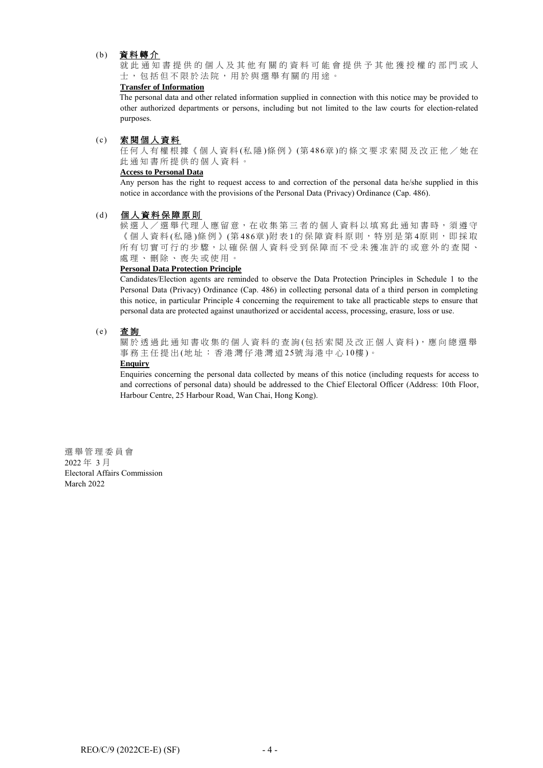(b) **<u>資料轉介</u>**

就此通知書提供的個人及其他有關的資料可能會提供予其他獲授權的部門或人士，包括但不限於法院，用於與選舉有關的用途。

**<u>Transfer of Information</u>**

The personal data and other related information supplied in connection with this notice may be provided to other authorized departments or persons, including but not limited to the law courts for election-related purposes.

(c) **<u>索閱個人資料</u>**

任何人有權根據《個人資料(私隱)條例》(第486章)的條文要求索閱及改正他／她在此通知書所提供的個人資料。

**<u>Access to Personal Data</u>**

Any person has the right to request access to and correction of the personal data he/she supplied in this notice in accordance with the provisions of the Personal Data (Privacy) Ordinance (Cap. 486).

(d) **<u>個人資料保障原則</u>**

候選人／選舉代理人應留意，在收集第三者的個人資料以填寫此通知書時，須遵守《個人資料(私隱)條例》(第486章)附表1的保障資料原則，特別是第4原則，即採取所有切實可行的步驟，以確保個人資料受到保障而不受未獲准許的或意外的查閱、處理、刪除、喪失或使用。

**<u>Personal Data Protection Principle</u>**

Candidates/Election agents are reminded to observe the Data Protection Principles in Schedule 1 to the Personal Data (Privacy) Ordinance (Cap. 486) in collecting personal data of a third person in completing this notice, in particular Principle 4 concerning the requirement to take all practicable steps to ensure that personal data are protected against unauthorized or accidental access, processing, erasure, loss or use.

(e) **<u>查詢</u>**

關於透過此通知書收集的個人資料的查詢(包括索閱及改正個人資料)，應向總選舉事務主任提出(地址：香港灣仔港灣道25號海港中心10樓)。

**<u>Enquiry</u>**

Enquiries concerning the personal data collected by means of this notice (including requests for access to and corrections of personal data) should be addressed to the Chief Electoral Officer (Address: 10th Floor, Harbour Centre, 25 Harbour Road, Wan Chai, Hong Kong).

選舉管理委員會
2022年3月
Electoral Affairs Commission
March 2022

REO/C/9 (2022CE-E) (SF)